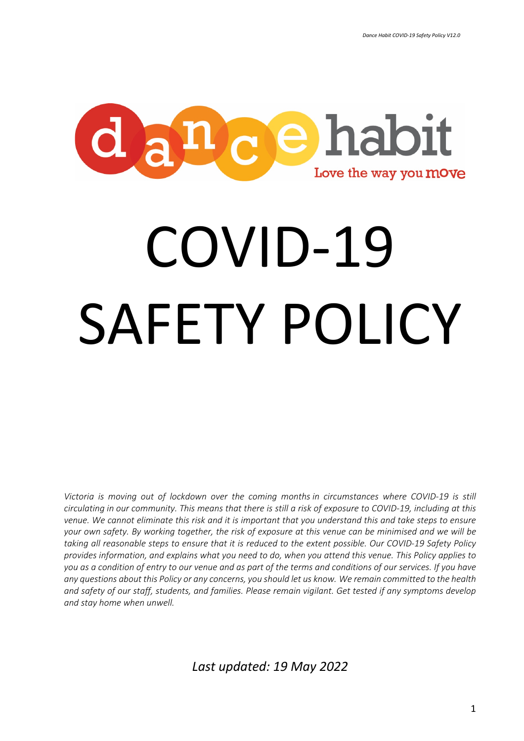dance habit
Love the way you move

# COVID-19 SAFETY POLICY

*Victoria is moving out of lockdown over the coming months in circumstances where COVID-19 is still circulating in our community. This means that there is still a risk of exposure to COVID-19, including at this venue. We cannot eliminate this risk and it is important that you understand this and take steps to ensure your own safety. By working together, the risk of exposure at this venue can be minimised and we will be taking all reasonable steps to ensure that it is reduced to the extent possible. Our COVID-19 Safety Policy provides information, and explains what you need to do, when you attend this venue. This Policy applies to you as a condition of entry to our venue and as part of the terms and conditions of our services. If you have any questions about this Policy or any concerns, you should let us know. We remain committed to the health and safety of our staff, students, and families. Please remain vigilant. Get tested if any symptoms develop and stay home when unwell.*

*Last updated: 19 May 2022*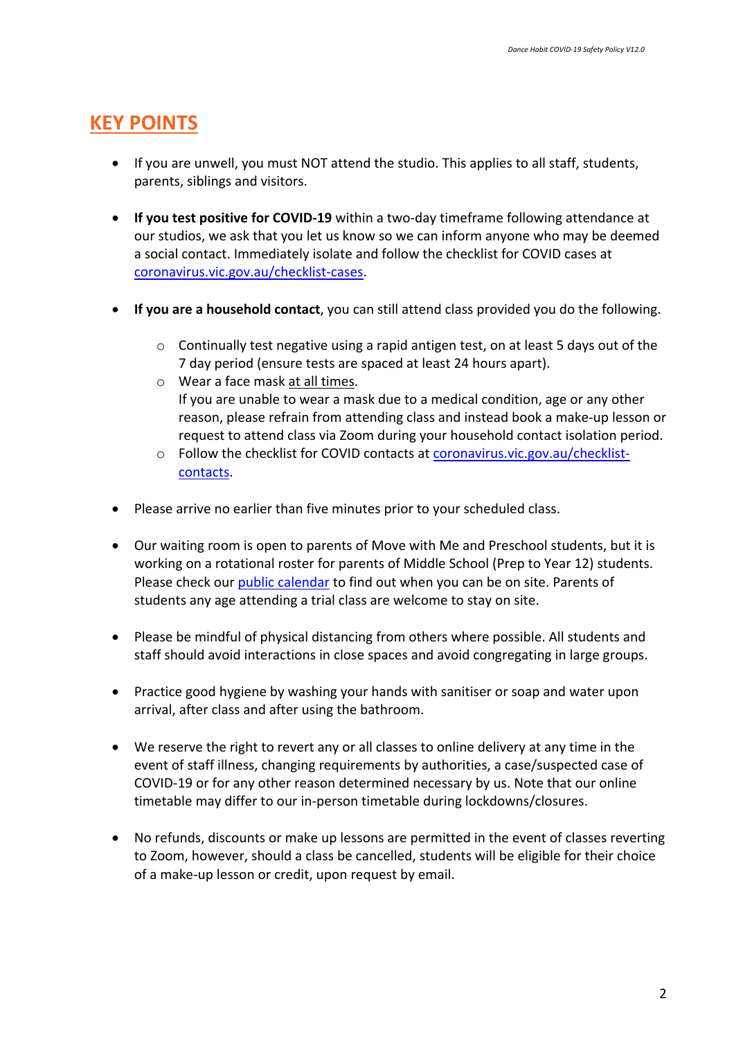## KEY POINTS

- If you are unwell, you must NOT attend the studio. This applies to all staff, students, parents, siblings and visitors.

- **If you test positive for COVID-19** within a two-day timeframe following attendance at our studios, we ask that you let us know so we can inform anyone who may be deemed a social contact. Immediately isolate and follow the checklist for COVID cases at [coronavirus.vic.gov.au/checklist-cases](coronavirus.vic.gov.au/checklist-cases).

- **If you are a household contact**, you can still attend class provided you do the following.

    - Continually test negative using a rapid antigen test, on at least 5 days out of the 7 day period (ensure tests are spaced at least 24 hours apart).
    - Wear a face mask at all times.
      If you are unable to wear a mask due to a medical condition, age or any other reason, please refrain from attending class and instead book a make-up lesson or request to attend class via Zoom during your household contact isolation period.
    - Follow the checklist for COVID contacts at [coronavirus.vic.gov.au/checklist-contacts](coronavirus.vic.gov.au/checklist-contacts).

- Please arrive no earlier than five minutes prior to your scheduled class.

- Our waiting room is open to parents of Move with Me and Preschool students, but it is working on a rotational roster for parents of Middle School (Prep to Year 12) students. Please check our public calendar to find out when you can be on site. Parents of students any age attending a trial class are welcome to stay on site.

- Please be mindful of physical distancing from others where possible. All students and staff should avoid interactions in close spaces and avoid congregating in large groups.

- Practice good hygiene by washing your hands with sanitiser or soap and water upon arrival, after class and after using the bathroom.

- We reserve the right to revert any or all classes to online delivery at any time in the event of staff illness, changing requirements by authorities, a case/suspected case of COVID-19 or for any other reason determined necessary by us. Note that our online timetable may differ to our in-person timetable during lockdowns/closures.

- No refunds, discounts or make up lessons are permitted in the event of classes reverting to Zoom, however, should a class be cancelled, students will be eligible for their choice of a make-up lesson or credit, upon request by email.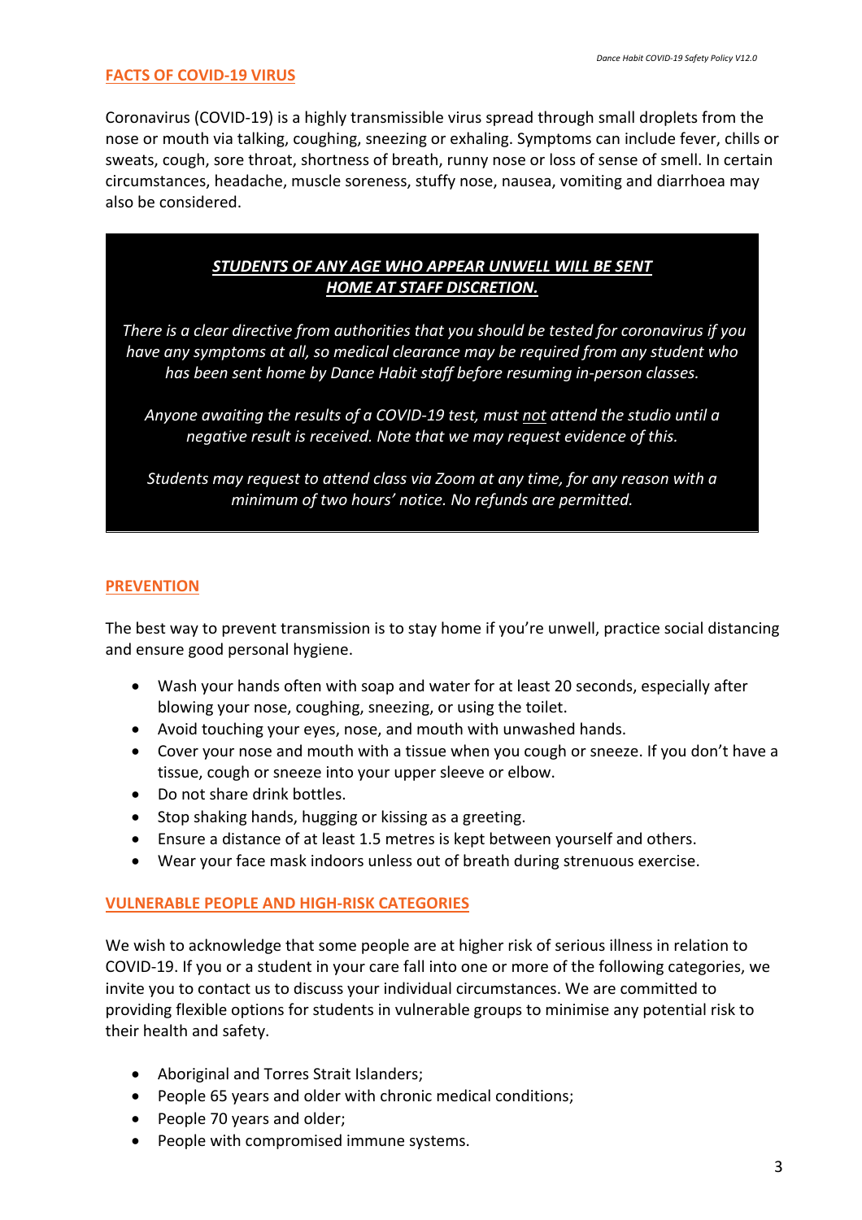## FACTS OF COVID-19 VIRUS

Coronavirus (COVID-19) is a highly transmissible virus spread through small droplets from the nose or mouth via talking, coughing, sneezing or exhaling. Symptoms can include fever, chills or sweats, cough, sore throat, shortness of breath, runny nose or loss of sense of smell. In certain circumstances, headache, muscle soreness, stuffy nose, nausea, vomiting and diarrhoea may also be considered.

***STUDENTS OF ANY AGE WHO APPEAR UNWELL WILL BE SENT HOME AT STAFF DISCRETION.***

*There is a clear directive from authorities that you should be tested for coronavirus if you have any symptoms at all, so medical clearance may be required from any student who has been sent home by Dance Habit staff before resuming in-person classes.*

*Anyone awaiting the results of a COVID-19 test, must not attend the studio until a negative result is received. Note that we may request evidence of this.*

*Students may request to attend class via Zoom at any time, for any reason with a minimum of two hours' notice. No refunds are permitted.*

## PREVENTION

The best way to prevent transmission is to stay home if you're unwell, practice social distancing and ensure good personal hygiene.

- Wash your hands often with soap and water for at least 20 seconds, especially after blowing your nose, coughing, sneezing, or using the toilet.
- Avoid touching your eyes, nose, and mouth with unwashed hands.
- Cover your nose and mouth with a tissue when you cough or sneeze. If you don't have a tissue, cough or sneeze into your upper sleeve or elbow.
- Do not share drink bottles.
- Stop shaking hands, hugging or kissing as a greeting.
- Ensure a distance of at least 1.5 metres is kept between yourself and others.
- Wear your face mask indoors unless out of breath during strenuous exercise.

## VULNERABLE PEOPLE AND HIGH-RISK CATEGORIES

We wish to acknowledge that some people are at higher risk of serious illness in relation to COVID-19. If you or a student in your care fall into one or more of the following categories, we invite you to contact us to discuss your individual circumstances. We are committed to providing flexible options for students in vulnerable groups to minimise any potential risk to their health and safety.

- Aboriginal and Torres Strait Islanders;
- People 65 years and older with chronic medical conditions;
- People 70 years and older;
- People with compromised immune systems.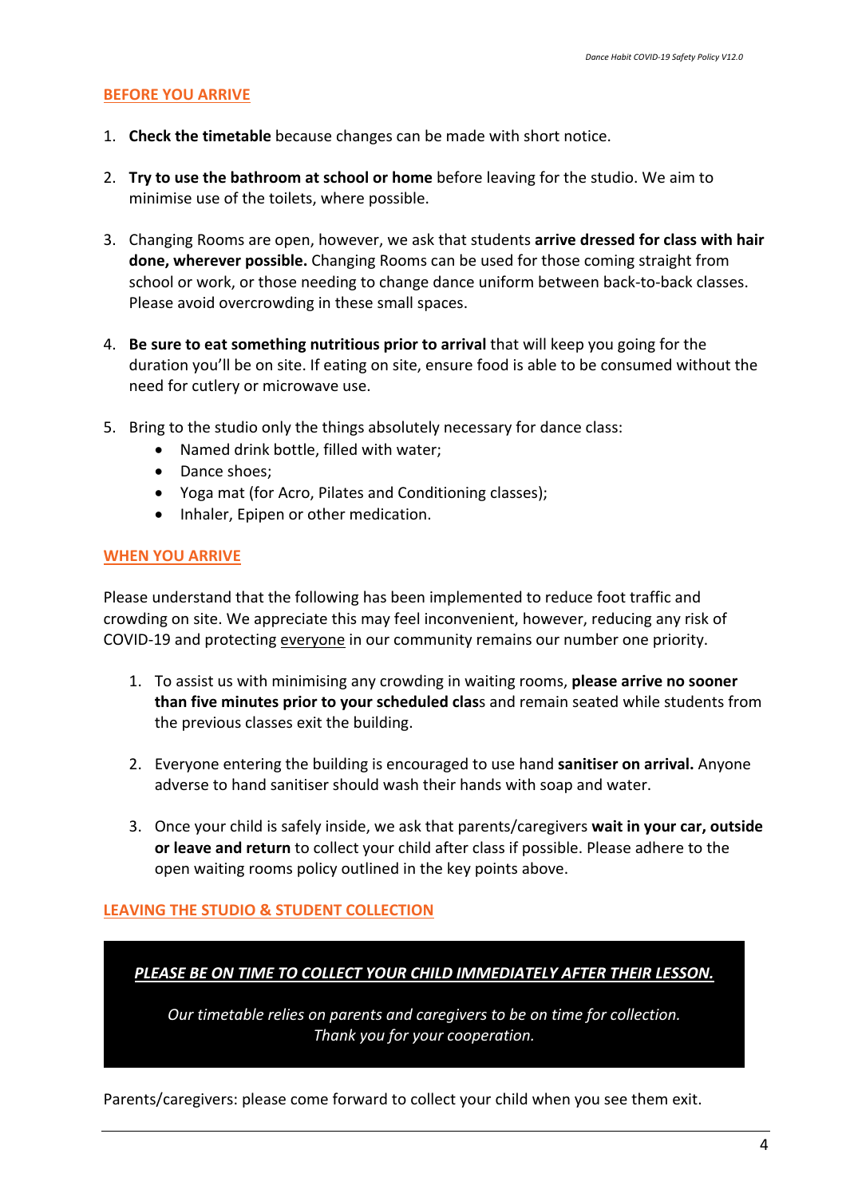## BEFORE YOU ARRIVE

1. **Check the timetable** because changes can be made with short notice.

2. **Try to use the bathroom at school or home** before leaving for the studio. We aim to minimise use of the toilets, where possible.

3. Changing Rooms are open, however, we ask that students **arrive dressed for class with hair done, wherever possible.** Changing Rooms can be used for those coming straight from school or work, or those needing to change dance uniform between back-to-back classes. Please avoid overcrowding in these small spaces.

4. **Be sure to eat something nutritious prior to arrival** that will keep you going for the duration you'll be on site. If eating on site, ensure food is able to be consumed without the need for cutlery or microwave use.

5. Bring to the studio only the things absolutely necessary for dance class:
   - Named drink bottle, filled with water;
   - Dance shoes;
   - Yoga mat (for Acro, Pilates and Conditioning classes);
   - Inhaler, Epipen or other medication.

## WHEN YOU ARRIVE

Please understand that the following has been implemented to reduce foot traffic and crowding on site. We appreciate this may feel inconvenient, however, reducing any risk of COVID-19 and protecting <u>everyone</u> in our community remains our number one priority.

1. To assist us with minimising any crowding in waiting rooms, **please arrive no sooner than five minutes prior to your scheduled clas**s and remain seated while students from the previous classes exit the building.

2. Everyone entering the building is encouraged to use hand **sanitiser on arrival.** Anyone adverse to hand sanitiser should wash their hands with soap and water.

3. Once your child is safely inside, we ask that parents/caregivers **wait in your car, outside or leave and return** to collect your child after class if possible. Please adhere to the open waiting rooms policy outlined in the key points above.

## LEAVING THE STUDIO & STUDENT COLLECTION

***PLEASE BE ON TIME TO COLLECT YOUR CHILD IMMEDIATELY AFTER THEIR LESSON.***

*Our timetable relies on parents and caregivers to be on time for collection.*
*Thank you for your cooperation.*

Parents/caregivers: please come forward to collect your child when you see them exit.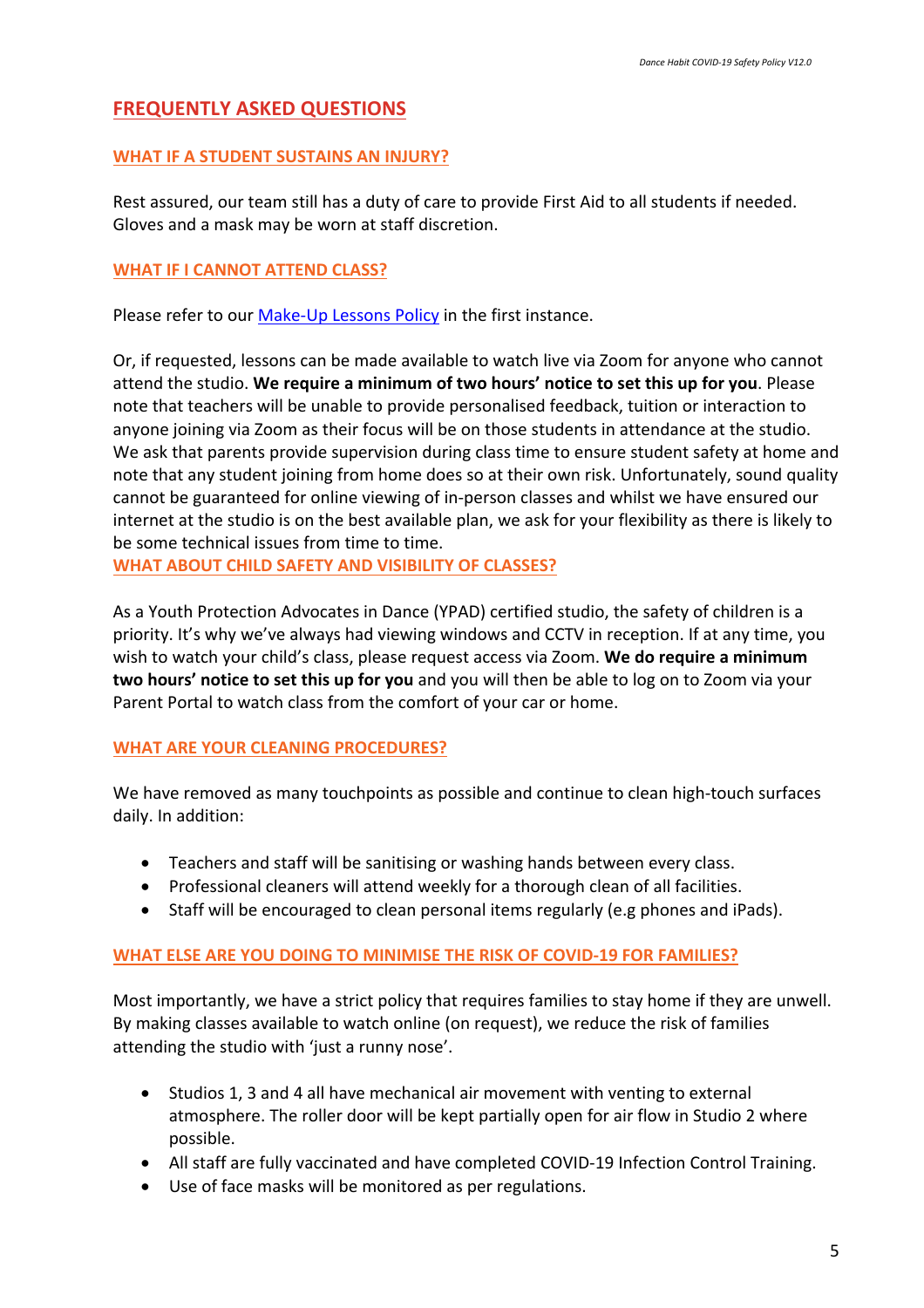## FREQUENTLY ASKED QUESTIONS

### WHAT IF A STUDENT SUSTAINS AN INJURY?

Rest assured, our team still has a duty of care to provide First Aid to all students if needed. Gloves and a mask may be worn at staff discretion.

### WHAT IF I CANNOT ATTEND CLASS?

Please refer to our Make-Up Lessons Policy in the first instance.

Or, if requested, lessons can be made available to watch live via Zoom for anyone who cannot attend the studio. **We require a minimum of two hours' notice to set this up for you**. Please note that teachers will be unable to provide personalised feedback, tuition or interaction to anyone joining via Zoom as their focus will be on those students in attendance at the studio. We ask that parents provide supervision during class time to ensure student safety at home and note that any student joining from home does so at their own risk. Unfortunately, sound quality cannot be guaranteed for online viewing of in-person classes and whilst we have ensured our internet at the studio is on the best available plan, we ask for your flexibility as there is likely to be some technical issues from time to time.

### WHAT ABOUT CHILD SAFETY AND VISIBILITY OF CLASSES?

As a Youth Protection Advocates in Dance (YPAD) certified studio, the safety of children is a priority. It's why we've always had viewing windows and CCTV in reception. If at any time, you wish to watch your child's class, please request access via Zoom. **We do require a minimum two hours' notice to set this up for you** and you will then be able to log on to Zoom via your Parent Portal to watch class from the comfort of your car or home.

### WHAT ARE YOUR CLEANING PROCEDURES?

We have removed as many touchpoints as possible and continue to clean high-touch surfaces daily. In addition:

- Teachers and staff will be sanitising or washing hands between every class.
- Professional cleaners will attend weekly for a thorough clean of all facilities.
- Staff will be encouraged to clean personal items regularly (e.g phones and iPads).

### WHAT ELSE ARE YOU DOING TO MINIMISE THE RISK OF COVID-19 FOR FAMILIES?

Most importantly, we have a strict policy that requires families to stay home if they are unwell. By making classes available to watch online (on request), we reduce the risk of families attending the studio with 'just a runny nose'.

- Studios 1, 3 and 4 all have mechanical air movement with venting to external atmosphere. The roller door will be kept partially open for air flow in Studio 2 where possible.
- All staff are fully vaccinated and have completed COVID-19 Infection Control Training.
- Use of face masks will be monitored as per regulations.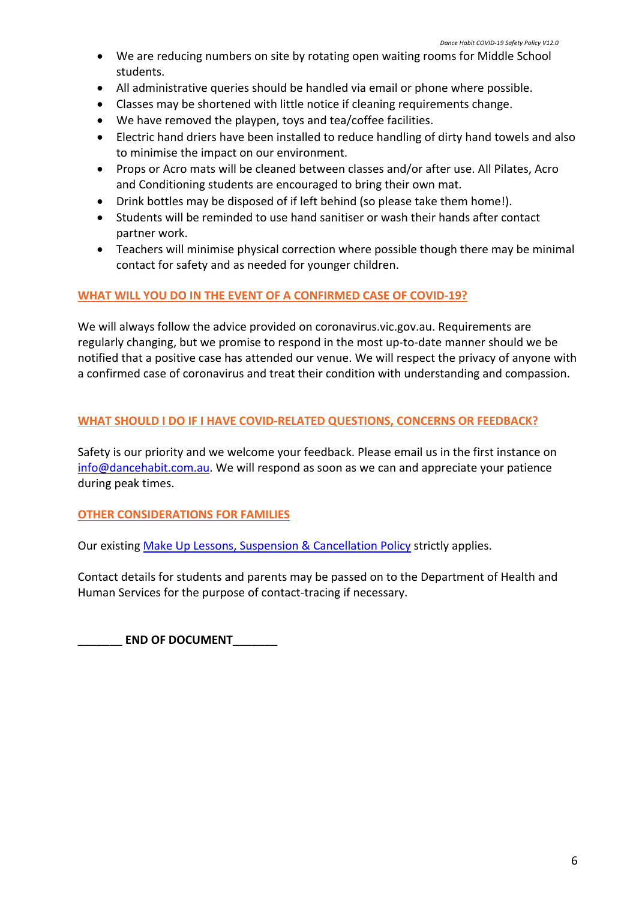- We are reducing numbers on site by rotating open waiting rooms for Middle School students.
- All administrative queries should be handled via email or phone where possible.
- Classes may be shortened with little notice if cleaning requirements change.
- We have removed the playpen, toys and tea/coffee facilities.
- Electric hand driers have been installed to reduce handling of dirty hand towels and also to minimise the impact on our environment.
- Props or Acro mats will be cleaned between classes and/or after use. All Pilates, Acro and Conditioning students are encouraged to bring their own mat.
- Drink bottles may be disposed of if left behind (so please take them home!).
- Students will be reminded to use hand sanitiser or wash their hands after contact partner work.
- Teachers will minimise physical correction where possible though there may be minimal contact for safety and as needed for younger children.

## WHAT WILL YOU DO IN THE EVENT OF A CONFIRMED CASE OF COVID-19?

We will always follow the advice provided on coronavirus.vic.gov.au. Requirements are regularly changing, but we promise to respond in the most up-to-date manner should we be notified that a positive case has attended our venue. We will respect the privacy of anyone with a confirmed case of coronavirus and treat their condition with understanding and compassion.

## WHAT SHOULD I DO IF I HAVE COVID-RELATED QUESTIONS, CONCERNS OR FEEDBACK?

Safety is our priority and we welcome your feedback. Please email us in the first instance on info@dancehabit.com.au. We will respond as soon as we can and appreciate your patience during peak times.

## OTHER CONSIDERATIONS FOR FAMILIES

Our existing Make Up Lessons, Suspension & Cancellation Policy strictly applies.

Contact details for students and parents may be passed on to the Department of Health and Human Services for the purpose of contact-tracing if necessary.

**_______ END OF DOCUMENT_______**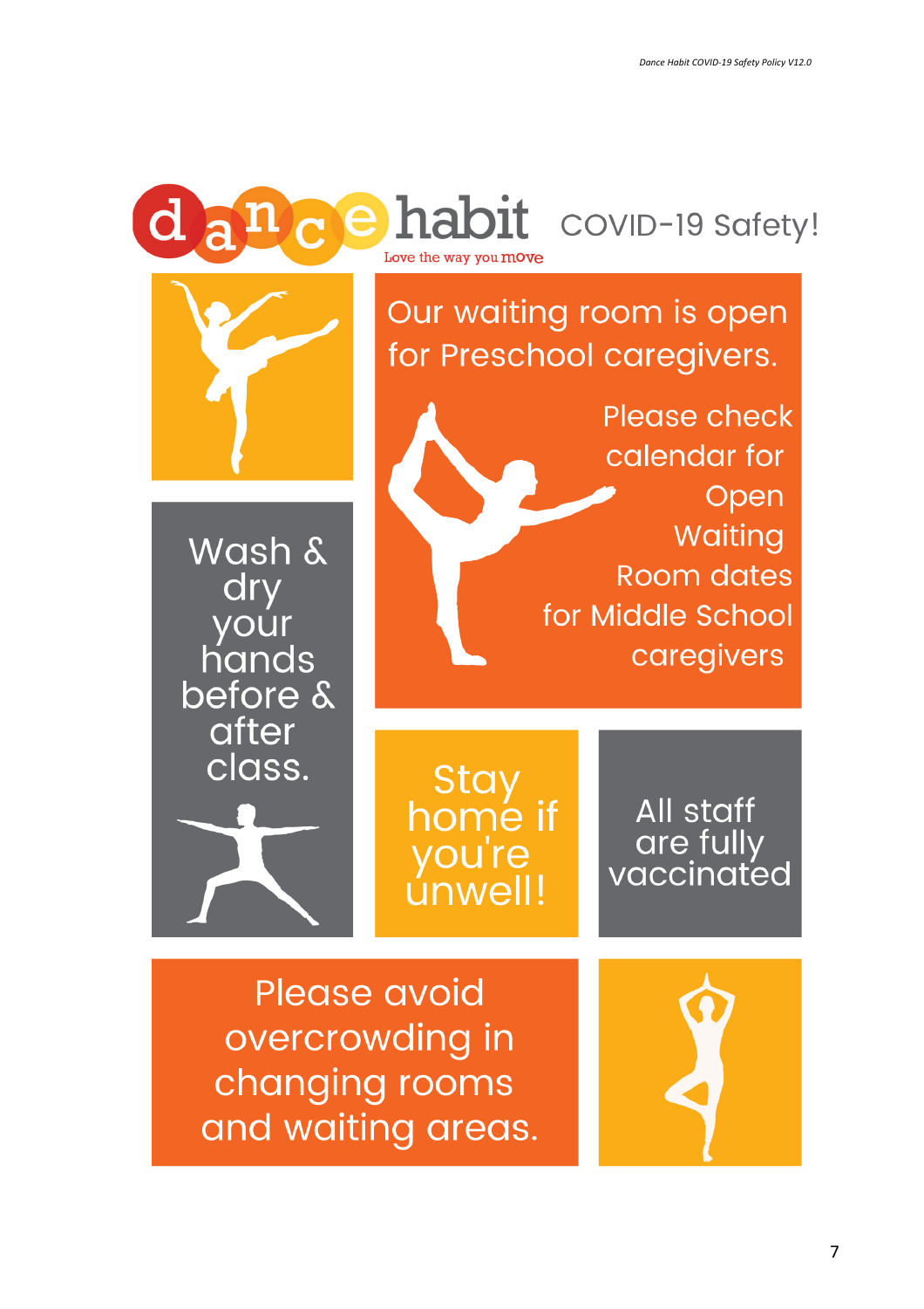# dance habit COVID-19 Safety!

Love the way you move

Our waiting room is open for Preschool caregivers.

Please check calendar for Open Waiting Room dates for Middle School caregivers

Wash & dry your hands before & after class.

Stay home if you're unwell!

All staff are fully vaccinated

Please avoid overcrowding in changing rooms and waiting areas.